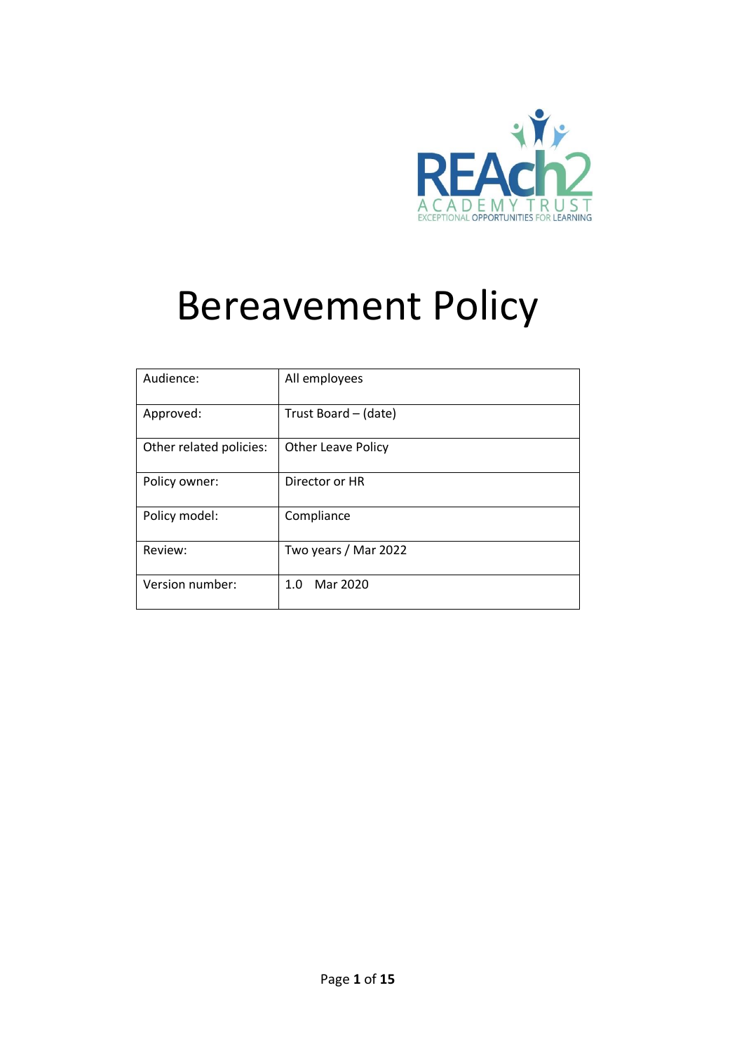REAch2
ACADEMY TRUST
EXCEPTIONAL OPPORTUNITIES FOR LEARNING

# Bereavement Policy

| Audience: | All employees |
|---|---|
| Approved: | Trust Board – (date) |
| Other related policies: | Other Leave Policy |
| Policy owner: | Director or HR |
| Policy model: | Compliance |
| Review: | Two years / Mar 2022 |
| Version number: | 1.0 Mar 2020 |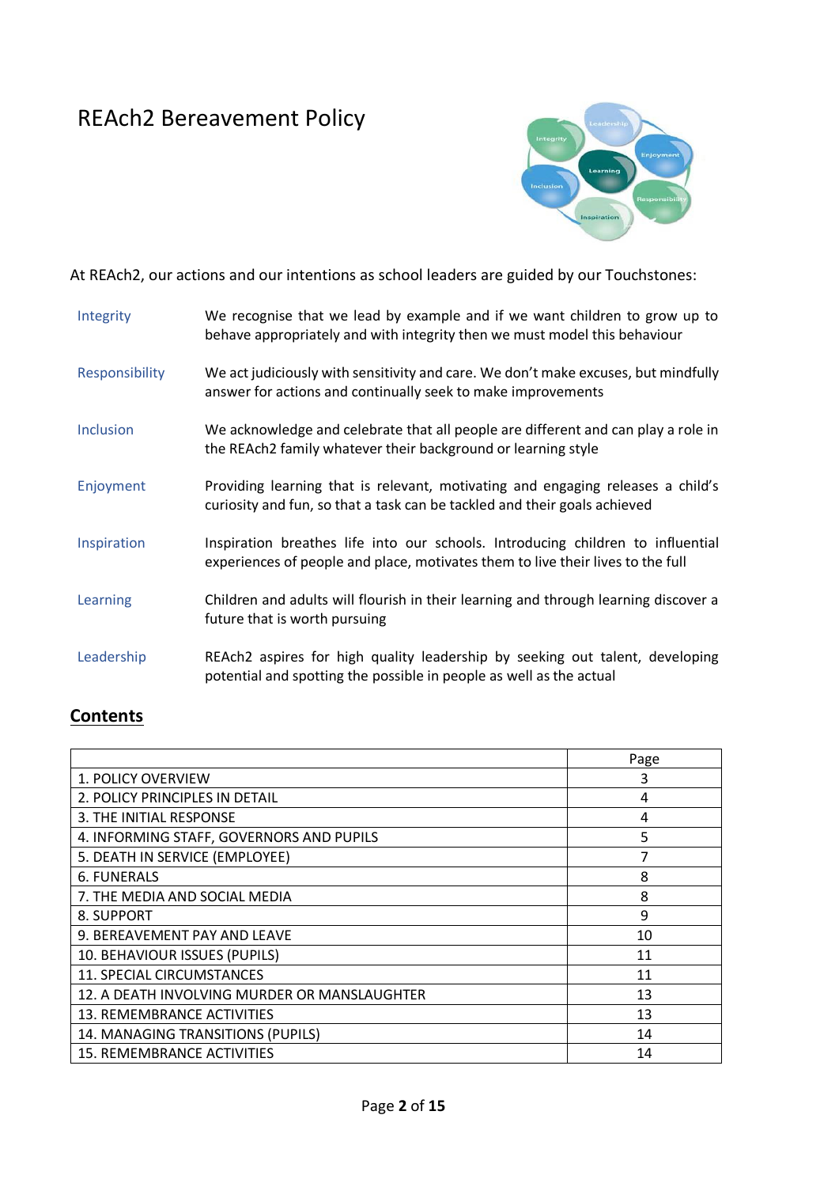# REAch2 Bereavement Policy

At REAch2, our actions and our intentions as school leaders are guided by our Touchstones:

| | |
|---|---|
| Integrity | We recognise that we lead by example and if we want children to grow up to behave appropriately and with integrity then we must model this behaviour |
| Responsibility | We act judiciously with sensitivity and care. We don't make excuses, but mindfully answer for actions and continually seek to make improvements |
| Inclusion | We acknowledge and celebrate that all people are different and can play a role in the REAch2 family whatever their background or learning style |
| Enjoyment | Providing learning that is relevant, motivating and engaging releases a child's curiosity and fun, so that a task can be tackled and their goals achieved |
| Inspiration | Inspiration breathes life into our schools. Introducing children to influential experiences of people and place, motivates them to live their lives to the full |
| Learning | Children and adults will flourish in their learning and through learning discover a future that is worth pursuing |
| Leadership | REAch2 aspires for high quality leadership by seeking out talent, developing potential and spotting the possible in people as well as the actual |

## Contents

| | Page |
|---|---|
| 1. POLICY OVERVIEW | 3 |
| 2. POLICY PRINCIPLES IN DETAIL | 4 |
| 3. THE INITIAL RESPONSE | 4 |
| 4. INFORMING STAFF, GOVERNORS AND PUPILS | 5 |
| 5. DEATH IN SERVICE (EMPLOYEE) | 7 |
| 6. FUNERALS | 8 |
| 7. THE MEDIA AND SOCIAL MEDIA | 8 |
| 8. SUPPORT | 9 |
| 9. BEREAVEMENT PAY AND LEAVE | 10 |
| 10. BEHAVIOUR ISSUES (PUPILS) | 11 |
| 11. SPECIAL CIRCUMSTANCES | 11 |
| 12. A DEATH INVOLVING MURDER OR MANSLAUGHTER | 13 |
| 13. REMEMBRANCE ACTIVITIES | 13 |
| 14. MANAGING TRANSITIONS (PUPILS) | 14 |
| 15. REMEMBRANCE ACTIVITIES | 14 |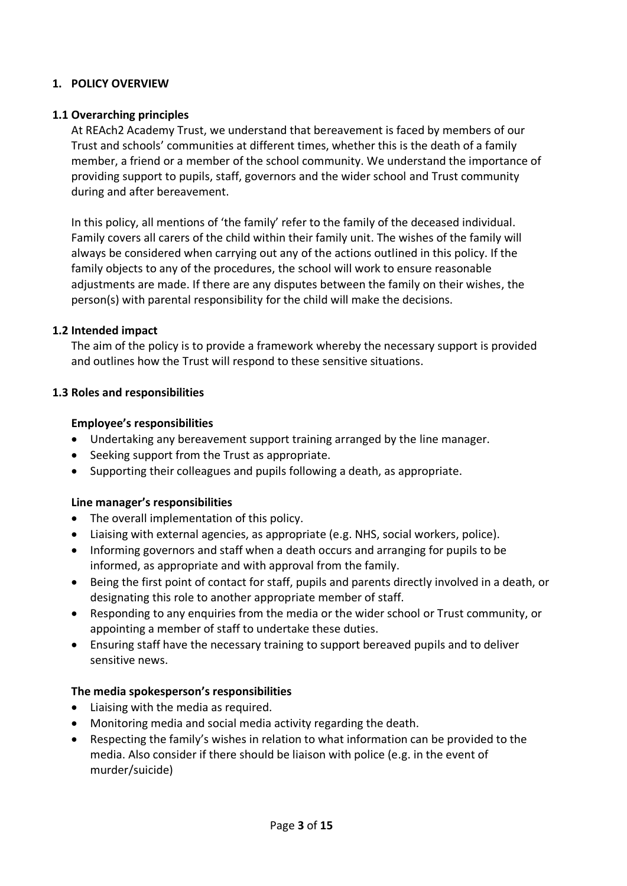## 1. POLICY OVERVIEW

### 1.1 Overarching principles

At REAch2 Academy Trust, we understand that bereavement is faced by members of our Trust and schools' communities at different times, whether this is the death of a family member, a friend or a member of the school community. We understand the importance of providing support to pupils, staff, governors and the wider school and Trust community during and after bereavement.

In this policy, all mentions of 'the family' refer to the family of the deceased individual. Family covers all carers of the child within their family unit. The wishes of the family will always be considered when carrying out any of the actions outlined in this policy. If the family objects to any of the procedures, the school will work to ensure reasonable adjustments are made. If there are any disputes between the family on their wishes, the person(s) with parental responsibility for the child will make the decisions.

### 1.2 Intended impact

The aim of the policy is to provide a framework whereby the necessary support is provided and outlines how the Trust will respond to these sensitive situations.

### 1.3 Roles and responsibilities

**Employee's responsibilities**

- Undertaking any bereavement support training arranged by the line manager.
- Seeking support from the Trust as appropriate.
- Supporting their colleagues and pupils following a death, as appropriate.

**Line manager's responsibilities**

- The overall implementation of this policy.
- Liaising with external agencies, as appropriate (e.g. NHS, social workers, police).
- Informing governors and staff when a death occurs and arranging for pupils to be informed, as appropriate and with approval from the family.
- Being the first point of contact for staff, pupils and parents directly involved in a death, or designating this role to another appropriate member of staff.
- Responding to any enquiries from the media or the wider school or Trust community, or appointing a member of staff to undertake these duties.
- Ensuring staff have the necessary training to support bereaved pupils and to deliver sensitive news.

**The media spokesperson's responsibilities**

- Liaising with the media as required.
- Monitoring media and social media activity regarding the death.
- Respecting the family's wishes in relation to what information can be provided to the media. Also consider if there should be liaison with police (e.g. in the event of murder/suicide)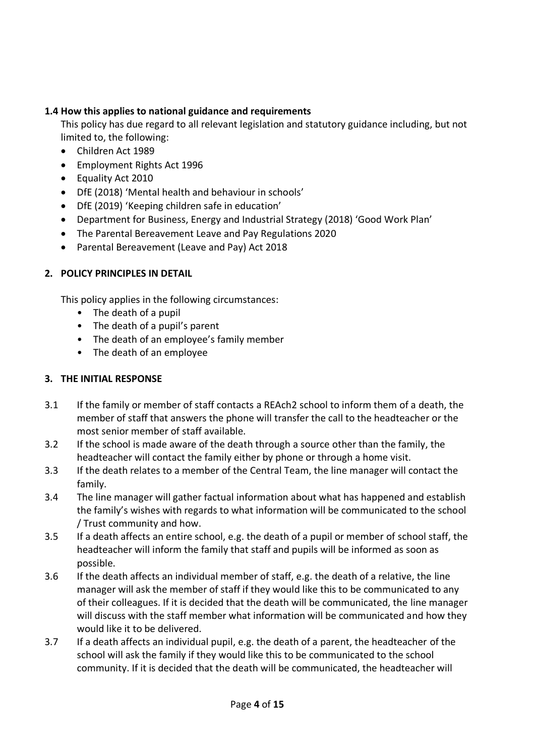### 1.4 How this applies to national guidance and requirements

This policy has due regard to all relevant legislation and statutory guidance including, but not limited to, the following:

- Children Act 1989
- Employment Rights Act 1996
- Equality Act 2010
- DfE (2018) 'Mental health and behaviour in schools'
- DfE (2019) 'Keeping children safe in education'
- Department for Business, Energy and Industrial Strategy (2018) 'Good Work Plan'
- The Parental Bereavement Leave and Pay Regulations 2020
- Parental Bereavement (Leave and Pay) Act 2018

## 2. POLICY PRINCIPLES IN DETAIL

This policy applies in the following circumstances:

- The death of a pupil
- The death of a pupil's parent
- The death of an employee's family member
- The death of an employee

## 3. THE INITIAL RESPONSE

3.1 If the family or member of staff contacts a REAch2 school to inform them of a death, the member of staff that answers the phone will transfer the call to the headteacher or the most senior member of staff available.

3.2 If the school is made aware of the death through a source other than the family, the headteacher will contact the family either by phone or through a home visit.

3.3 If the death relates to a member of the Central Team, the line manager will contact the family.

3.4 The line manager will gather factual information about what has happened and establish the family's wishes with regards to what information will be communicated to the school / Trust community and how.

3.5 If a death affects an entire school, e.g. the death of a pupil or member of school staff, the headteacher will inform the family that staff and pupils will be informed as soon as possible.

3.6 If the death affects an individual member of staff, e.g. the death of a relative, the line manager will ask the member of staff if they would like this to be communicated to any of their colleagues. If it is decided that the death will be communicated, the line manager will discuss with the staff member what information will be communicated and how they would like it to be delivered.

3.7 If a death affects an individual pupil, e.g. the death of a parent, the headteacher of the school will ask the family if they would like this to be communicated to the school community. If it is decided that the death will be communicated, the headteacher will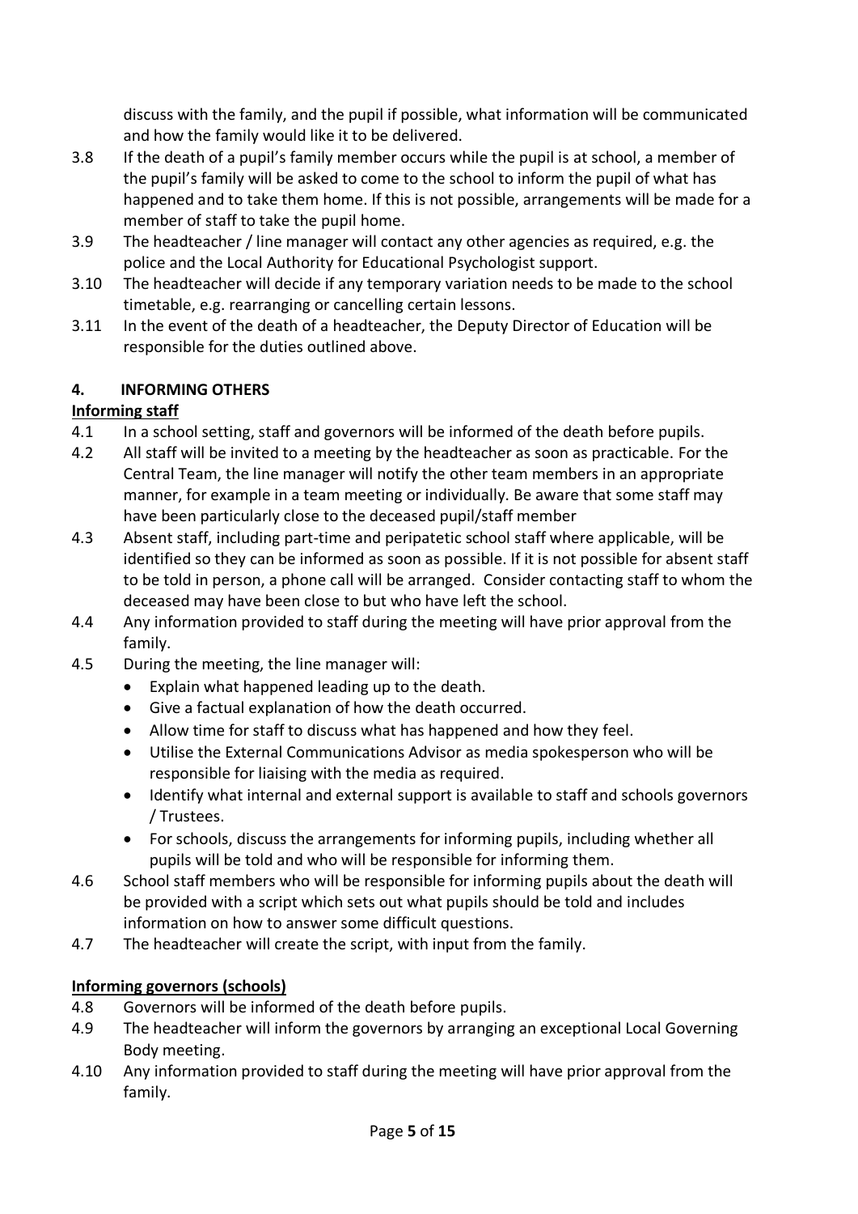discuss with the family, and the pupil if possible, what information will be communicated and how the family would like it to be delivered.

3.8 If the death of a pupil's family member occurs while the pupil is at school, a member of the pupil's family will be asked to come to the school to inform the pupil of what has happened and to take them home. If this is not possible, arrangements will be made for a member of staff to take the pupil home.

3.9 The headteacher / line manager will contact any other agencies as required, e.g. the police and the Local Authority for Educational Psychologist support.

3.10 The headteacher will decide if any temporary variation needs to be made to the school timetable, e.g. rearranging or cancelling certain lessons.

3.11 In the event of the death of a headteacher, the Deputy Director of Education will be responsible for the duties outlined above.

## 4. INFORMING OTHERS

### Informing staff

4.1 In a school setting, staff and governors will be informed of the death before pupils.

4.2 All staff will be invited to a meeting by the headteacher as soon as practicable. For the Central Team, the line manager will notify the other team members in an appropriate manner, for example in a team meeting or individually. Be aware that some staff may have been particularly close to the deceased pupil/staff member

4.3 Absent staff, including part-time and peripatetic school staff where applicable, will be identified so they can be informed as soon as possible. If it is not possible for absent staff to be told in person, a phone call will be arranged. Consider contacting staff to whom the deceased may have been close to but who have left the school.

4.4 Any information provided to staff during the meeting will have prior approval from the family.

4.5 During the meeting, the line manager will:

- Explain what happened leading up to the death.
- Give a factual explanation of how the death occurred.
- Allow time for staff to discuss what has happened and how they feel.
- Utilise the External Communications Advisor as media spokesperson who will be responsible for liaising with the media as required.
- Identify what internal and external support is available to staff and schools governors / Trustees.
- For schools, discuss the arrangements for informing pupils, including whether all pupils will be told and who will be responsible for informing them.

4.6 School staff members who will be responsible for informing pupils about the death will be provided with a script which sets out what pupils should be told and includes information on how to answer some difficult questions.

4.7 The headteacher will create the script, with input from the family.

### Informing governors (schools)

4.8 Governors will be informed of the death before pupils.

4.9 The headteacher will inform the governors by arranging an exceptional Local Governing Body meeting.

4.10 Any information provided to staff during the meeting will have prior approval from the family.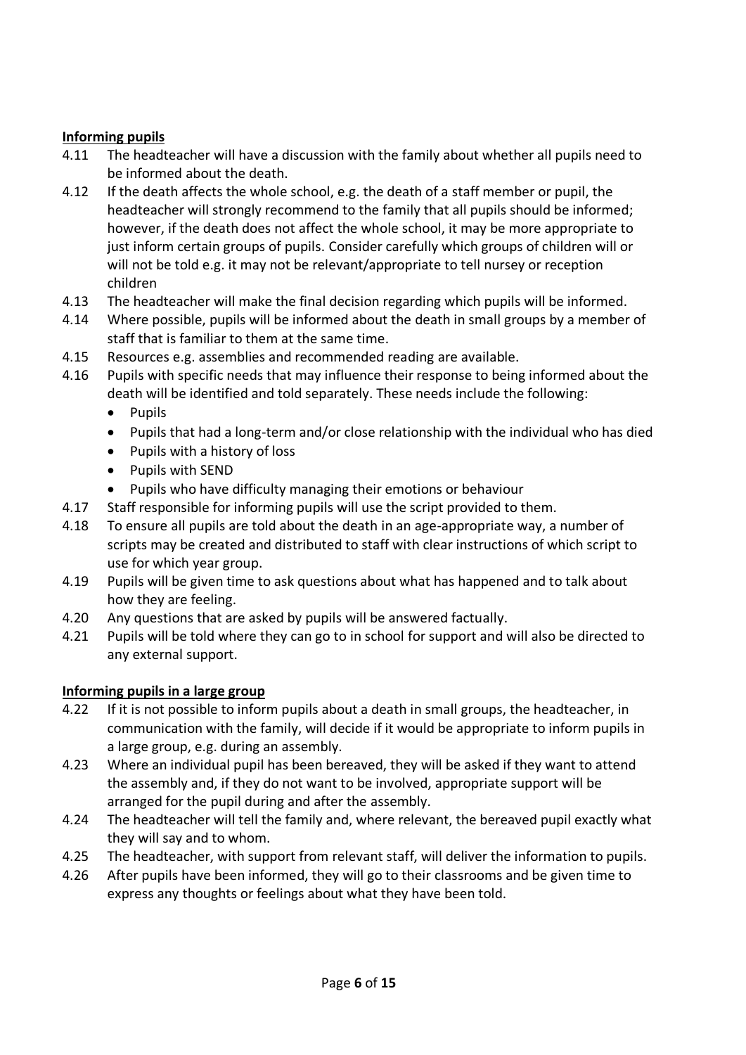**Informing pupils**

4.11 The headteacher will have a discussion with the family about whether all pupils need to be informed about the death.

4.12 If the death affects the whole school, e.g. the death of a staff member or pupil, the headteacher will strongly recommend to the family that all pupils should be informed; however, if the death does not affect the whole school, it may be more appropriate to just inform certain groups of pupils. Consider carefully which groups of children will or will not be told e.g. it may not be relevant/appropriate to tell nursey or reception children

4.13 The headteacher will make the final decision regarding which pupils will be informed.

4.14 Where possible, pupils will be informed about the death in small groups by a member of staff that is familiar to them at the same time.

4.15 Resources e.g. assemblies and recommended reading are available.

4.16 Pupils with specific needs that may influence their response to being informed about the death will be identified and told separately. These needs include the following:

- Pupils
- Pupils that had a long-term and/or close relationship with the individual who has died
- Pupils with a history of loss
- Pupils with SEND
- Pupils who have difficulty managing their emotions or behaviour

4.17 Staff responsible for informing pupils will use the script provided to them.

4.18 To ensure all pupils are told about the death in an age-appropriate way, a number of scripts may be created and distributed to staff with clear instructions of which script to use for which year group.

4.19 Pupils will be given time to ask questions about what has happened and to talk about how they are feeling.

4.20 Any questions that are asked by pupils will be answered factually.

4.21 Pupils will be told where they can go to in school for support and will also be directed to any external support.

**Informing pupils in a large group**

4.22 If it is not possible to inform pupils about a death in small groups, the headteacher, in communication with the family, will decide if it would be appropriate to inform pupils in a large group, e.g. during an assembly.

4.23 Where an individual pupil has been bereaved, they will be asked if they want to attend the assembly and, if they do not want to be involved, appropriate support will be arranged for the pupil during and after the assembly.

4.24 The headteacher will tell the family and, where relevant, the bereaved pupil exactly what they will say and to whom.

4.25 The headteacher, with support from relevant staff, will deliver the information to pupils.

4.26 After pupils have been informed, they will go to their classrooms and be given time to express any thoughts or feelings about what they have been told.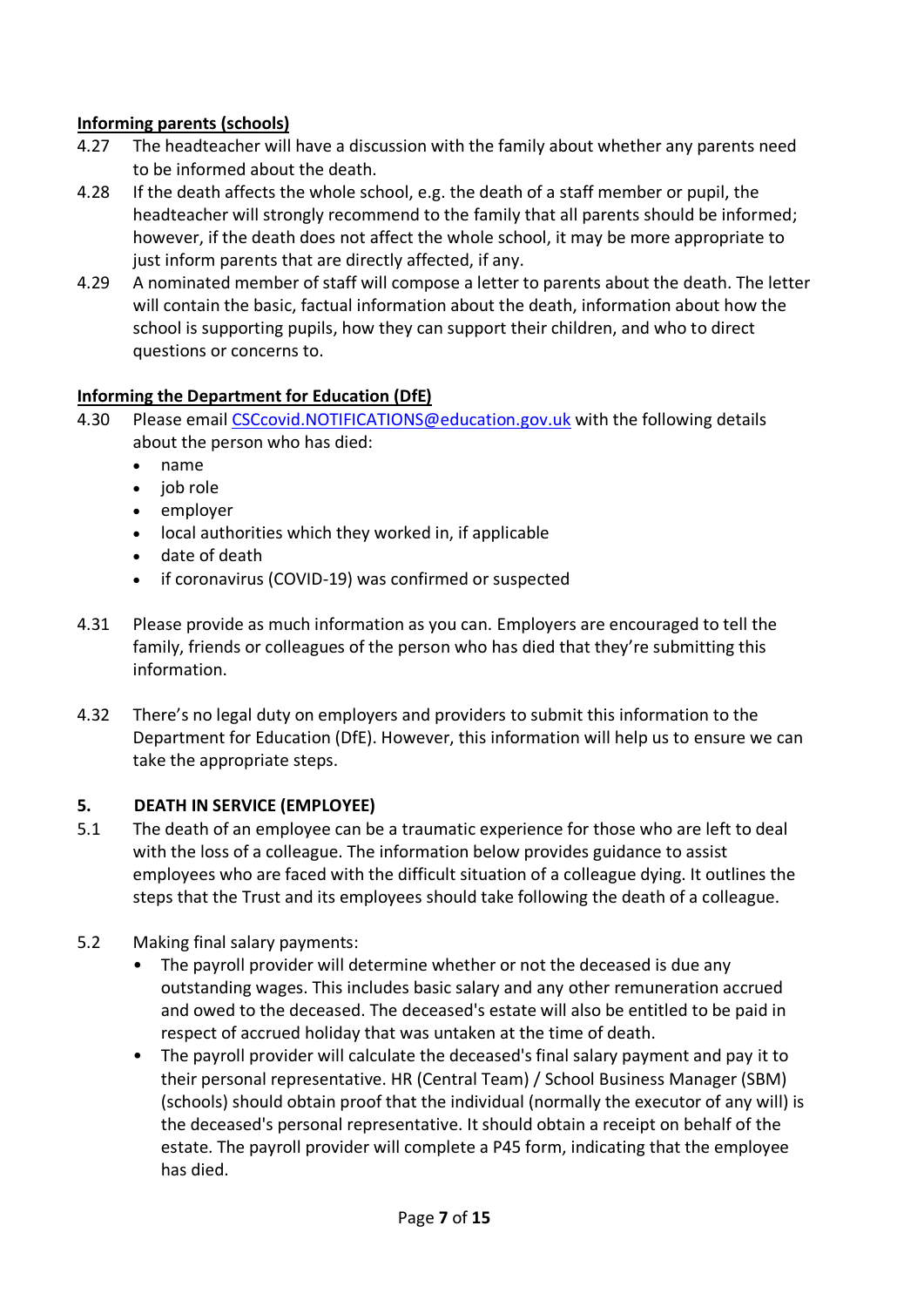**Informing parents (schools)**

4.27 The headteacher will have a discussion with the family about whether any parents need to be informed about the death.

4.28 If the death affects the whole school, e.g. the death of a staff member or pupil, the headteacher will strongly recommend to the family that all parents should be informed; however, if the death does not affect the whole school, it may be more appropriate to just inform parents that are directly affected, if any.

4.29 A nominated member of staff will compose a letter to parents about the death. The letter will contain the basic, factual information about the death, information about how the school is supporting pupils, how they can support their children, and who to direct questions or concerns to.

**Informing the Department for Education (DfE)**

4.30 Please email [CSCcovid.NOTIFICATIONS@education.gov.uk](mailto:CSCcovid.NOTIFICATIONS@education.gov.uk) with the following details about the person who has died:

- name
- job role
- employer
- local authorities which they worked in, if applicable
- date of death
- if coronavirus (COVID-19) was confirmed or suspected

4.31 Please provide as much information as you can. Employers are encouraged to tell the family, friends or colleagues of the person who has died that they're submitting this information.

4.32 There's no legal duty on employers and providers to submit this information to the Department for Education (DfE). However, this information will help us to ensure we can take the appropriate steps.

## 5. DEATH IN SERVICE (EMPLOYEE)

5.1 The death of an employee can be a traumatic experience for those who are left to deal with the loss of a colleague. The information below provides guidance to assist employees who are faced with the difficult situation of a colleague dying. It outlines the steps that the Trust and its employees should take following the death of a colleague.

5.2 Making final salary payments:

- The payroll provider will determine whether or not the deceased is due any outstanding wages. This includes basic salary and any other remuneration accrued and owed to the deceased. The deceased's estate will also be entitled to be paid in respect of accrued holiday that was untaken at the time of death.
- The payroll provider will calculate the deceased's final salary payment and pay it to their personal representative. HR (Central Team) / School Business Manager (SBM) (schools) should obtain proof that the individual (normally the executor of any will) is the deceased's personal representative. It should obtain a receipt on behalf of the estate. The payroll provider will complete a P45 form, indicating that the employee has died.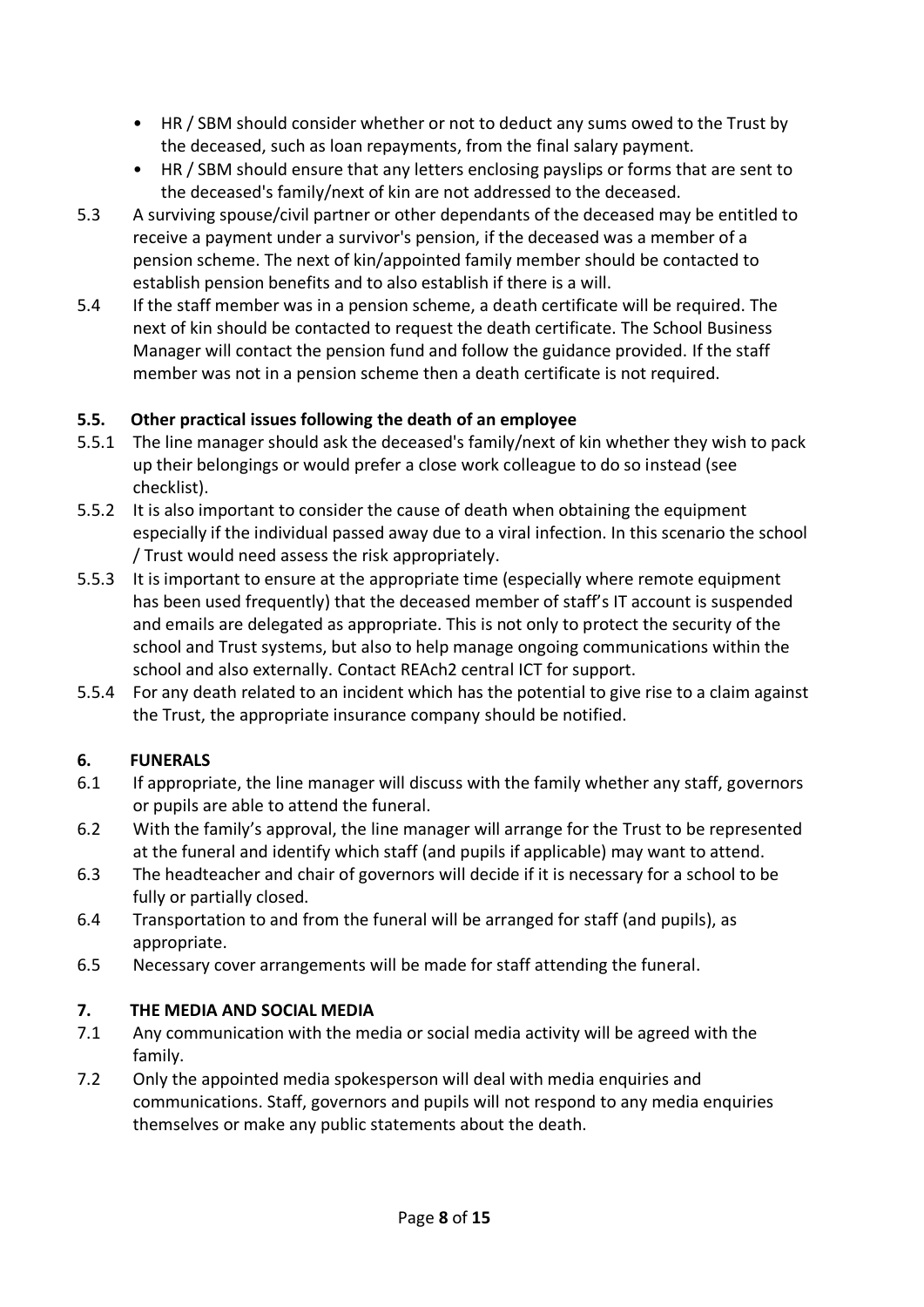- HR / SBM should consider whether or not to deduct any sums owed to the Trust by the deceased, such as loan repayments, from the final salary payment.
- HR / SBM should ensure that any letters enclosing payslips or forms that are sent to the deceased's family/next of kin are not addressed to the deceased.

5.3 A surviving spouse/civil partner or other dependants of the deceased may be entitled to receive a payment under a survivor's pension, if the deceased was a member of a pension scheme. The next of kin/appointed family member should be contacted to establish pension benefits and to also establish if there is a will.

5.4 If the staff member was in a pension scheme, a death certificate will be required. The next of kin should be contacted to request the death certificate. The School Business Manager will contact the pension fund and follow the guidance provided. If the staff member was not in a pension scheme then a death certificate is not required.

### 5.5. Other practical issues following the death of an employee

5.5.1 The line manager should ask the deceased's family/next of kin whether they wish to pack up their belongings or would prefer a close work colleague to do so instead (see checklist).

5.5.2 It is also important to consider the cause of death when obtaining the equipment especially if the individual passed away due to a viral infection. In this scenario the school / Trust would need assess the risk appropriately.

5.5.3 It is important to ensure at the appropriate time (especially where remote equipment has been used frequently) that the deceased member of staff's IT account is suspended and emails are delegated as appropriate. This is not only to protect the security of the school and Trust systems, but also to help manage ongoing communications within the school and also externally. Contact REAch2 central ICT for support.

5.5.4 For any death related to an incident which has the potential to give rise to a claim against the Trust, the appropriate insurance company should be notified.

## 6. FUNERALS

6.1 If appropriate, the line manager will discuss with the family whether any staff, governors or pupils are able to attend the funeral.

6.2 With the family's approval, the line manager will arrange for the Trust to be represented at the funeral and identify which staff (and pupils if applicable) may want to attend.

6.3 The headteacher and chair of governors will decide if it is necessary for a school to be fully or partially closed.

6.4 Transportation to and from the funeral will be arranged for staff (and pupils), as appropriate.

6.5 Necessary cover arrangements will be made for staff attending the funeral.

## 7. THE MEDIA AND SOCIAL MEDIA

7.1 Any communication with the media or social media activity will be agreed with the family.

7.2 Only the appointed media spokesperson will deal with media enquiries and communications. Staff, governors and pupils will not respond to any media enquiries themselves or make any public statements about the death.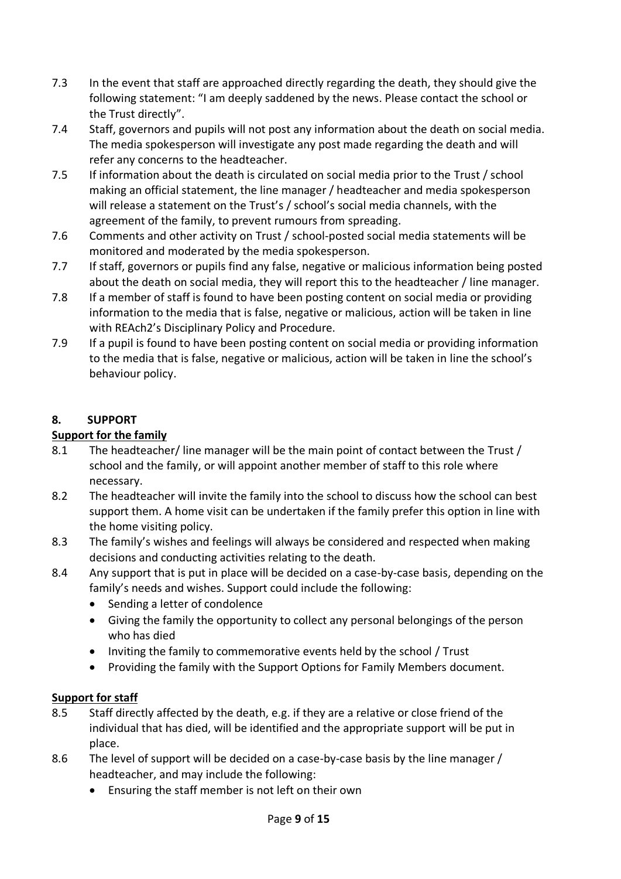7.3 In the event that staff are approached directly regarding the death, they should give the following statement: "I am deeply saddened by the news. Please contact the school or the Trust directly".

7.4 Staff, governors and pupils will not post any information about the death on social media. The media spokesperson will investigate any post made regarding the death and will refer any concerns to the headteacher.

7.5 If information about the death is circulated on social media prior to the Trust / school making an official statement, the line manager / headteacher and media spokesperson will release a statement on the Trust's / school's social media channels, with the agreement of the family, to prevent rumours from spreading.

7.6 Comments and other activity on Trust / school-posted social media statements will be monitored and moderated by the media spokesperson.

7.7 If staff, governors or pupils find any false, negative or malicious information being posted about the death on social media, they will report this to the headteacher / line manager.

7.8 If a member of staff is found to have been posting content on social media or providing information to the media that is false, negative or malicious, action will be taken in line with REAch2's Disciplinary Policy and Procedure.

7.9 If a pupil is found to have been posting content on social media or providing information to the media that is false, negative or malicious, action will be taken in line the school's behaviour policy.

## 8. SUPPORT

**Support for the family**

8.1 The headteacher/ line manager will be the main point of contact between the Trust / school and the family, or will appoint another member of staff to this role where necessary.

8.2 The headteacher will invite the family into the school to discuss how the school can best support them. A home visit can be undertaken if the family prefer this option in line with the home visiting policy.

8.3 The family's wishes and feelings will always be considered and respected when making decisions and conducting activities relating to the death.

8.4 Any support that is put in place will be decided on a case-by-case basis, depending on the family's needs and wishes. Support could include the following:

- Sending a letter of condolence
- Giving the family the opportunity to collect any personal belongings of the person who has died
- Inviting the family to commemorative events held by the school / Trust
- Providing the family with the Support Options for Family Members document.

**Support for staff**

8.5 Staff directly affected by the death, e.g. if they are a relative or close friend of the individual that has died, will be identified and the appropriate support will be put in place.

8.6 The level of support will be decided on a case-by-case basis by the line manager / headteacher, and may include the following:

- Ensuring the staff member is not left on their own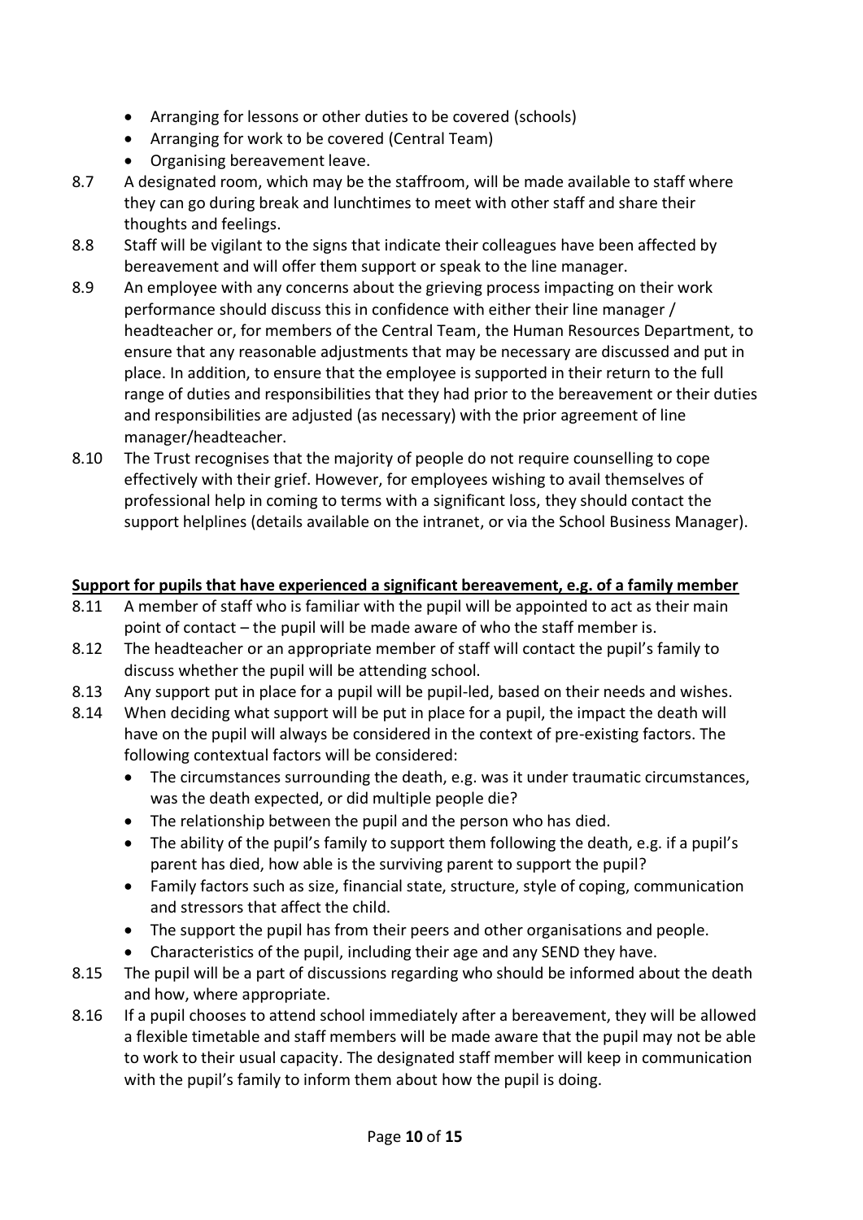- Arranging for lessons or other duties to be covered (schools)
- Arranging for work to be covered (Central Team)
- Organising bereavement leave.

8.7 A designated room, which may be the staffroom, will be made available to staff where they can go during break and lunchtimes to meet with other staff and share their thoughts and feelings.

8.8 Staff will be vigilant to the signs that indicate their colleagues have been affected by bereavement and will offer them support or speak to the line manager.

8.9 An employee with any concerns about the grieving process impacting on their work performance should discuss this in confidence with either their line manager / headteacher or, for members of the Central Team, the Human Resources Department, to ensure that any reasonable adjustments that may be necessary are discussed and put in place. In addition, to ensure that the employee is supported in their return to the full range of duties and responsibilities that they had prior to the bereavement or their duties and responsibilities are adjusted (as necessary) with the prior agreement of line manager/headteacher.

8.10 The Trust recognises that the majority of people do not require counselling to cope effectively with their grief. However, for employees wishing to avail themselves of professional help in coming to terms with a significant loss, they should contact the support helplines (details available on the intranet, or via the School Business Manager).

**Support for pupils that have experienced a significant bereavement, e.g. of a family member**

8.11 A member of staff who is familiar with the pupil will be appointed to act as their main point of contact – the pupil will be made aware of who the staff member is.

8.12 The headteacher or an appropriate member of staff will contact the pupil's family to discuss whether the pupil will be attending school.

8.13 Any support put in place for a pupil will be pupil-led, based on their needs and wishes.

8.14 When deciding what support will be put in place for a pupil, the impact the death will have on the pupil will always be considered in the context of pre-existing factors. The following contextual factors will be considered:

- The circumstances surrounding the death, e.g. was it under traumatic circumstances, was the death expected, or did multiple people die?
- The relationship between the pupil and the person who has died.
- The ability of the pupil's family to support them following the death, e.g. if a pupil's parent has died, how able is the surviving parent to support the pupil?
- Family factors such as size, financial state, structure, style of coping, communication and stressors that affect the child.
- The support the pupil has from their peers and other organisations and people.
- Characteristics of the pupil, including their age and any SEND they have.

8.15 The pupil will be a part of discussions regarding who should be informed about the death and how, where appropriate.

8.16 If a pupil chooses to attend school immediately after a bereavement, they will be allowed a flexible timetable and staff members will be made aware that the pupil may not be able to work to their usual capacity. The designated staff member will keep in communication with the pupil's family to inform them about how the pupil is doing.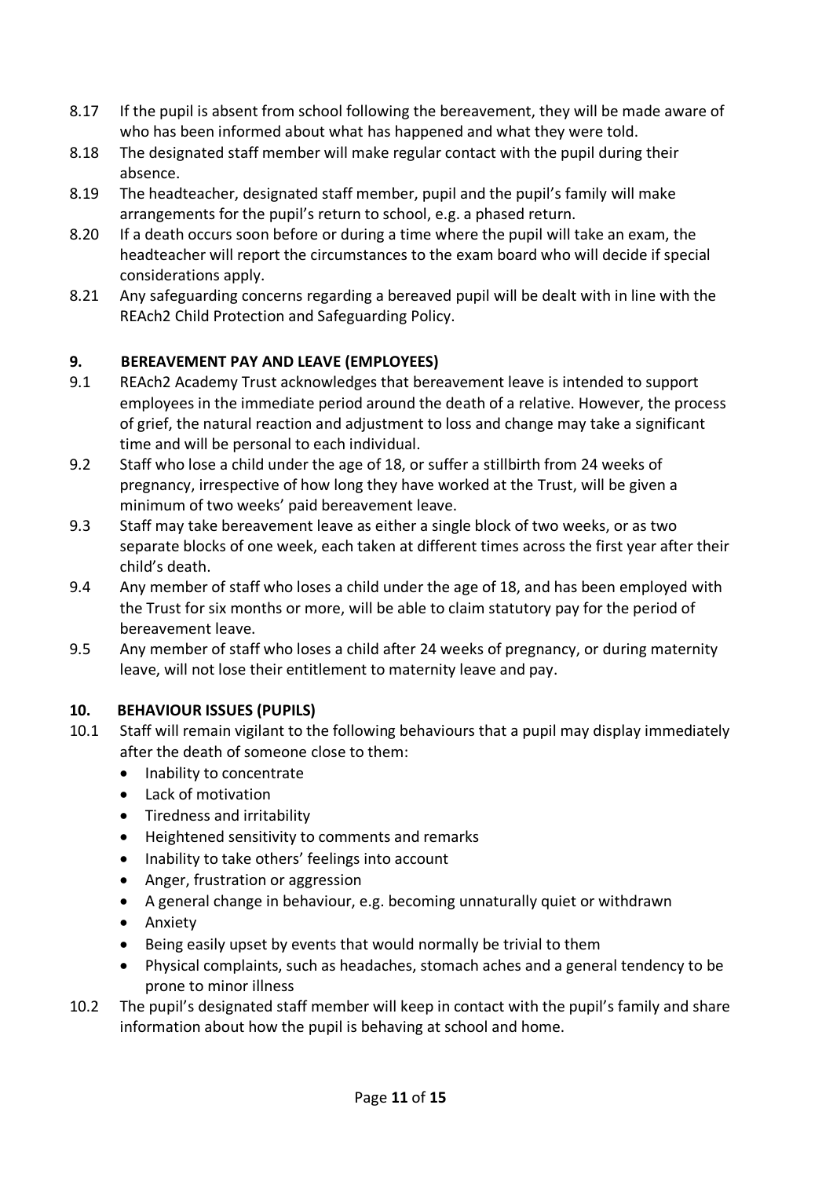8.17 If the pupil is absent from school following the bereavement, they will be made aware of who has been informed about what has happened and what they were told.

8.18 The designated staff member will make regular contact with the pupil during their absence.

8.19 The headteacher, designated staff member, pupil and the pupil's family will make arrangements for the pupil's return to school, e.g. a phased return.

8.20 If a death occurs soon before or during a time where the pupil will take an exam, the headteacher will report the circumstances to the exam board who will decide if special considerations apply.

8.21 Any safeguarding concerns regarding a bereaved pupil will be dealt with in line with the REAch2 Child Protection and Safeguarding Policy.

## 9. BEREAVEMENT PAY AND LEAVE (EMPLOYEES)

9.1 REAch2 Academy Trust acknowledges that bereavement leave is intended to support employees in the immediate period around the death of a relative. However, the process of grief, the natural reaction and adjustment to loss and change may take a significant time and will be personal to each individual.

9.2 Staff who lose a child under the age of 18, or suffer a stillbirth from 24 weeks of pregnancy, irrespective of how long they have worked at the Trust, will be given a minimum of two weeks' paid bereavement leave.

9.3 Staff may take bereavement leave as either a single block of two weeks, or as two separate blocks of one week, each taken at different times across the first year after their child's death.

9.4 Any member of staff who loses a child under the age of 18, and has been employed with the Trust for six months or more, will be able to claim statutory pay for the period of bereavement leave.

9.5 Any member of staff who loses a child after 24 weeks of pregnancy, or during maternity leave, will not lose their entitlement to maternity leave and pay.

## 10. BEHAVIOUR ISSUES (PUPILS)

10.1 Staff will remain vigilant to the following behaviours that a pupil may display immediately after the death of someone close to them:

- Inability to concentrate
- Lack of motivation
- Tiredness and irritability
- Heightened sensitivity to comments and remarks
- Inability to take others' feelings into account
- Anger, frustration or aggression
- A general change in behaviour, e.g. becoming unnaturally quiet or withdrawn
- Anxiety
- Being easily upset by events that would normally be trivial to them
- Physical complaints, such as headaches, stomach aches and a general tendency to be prone to minor illness

10.2 The pupil's designated staff member will keep in contact with the pupil's family and share information about how the pupil is behaving at school and home.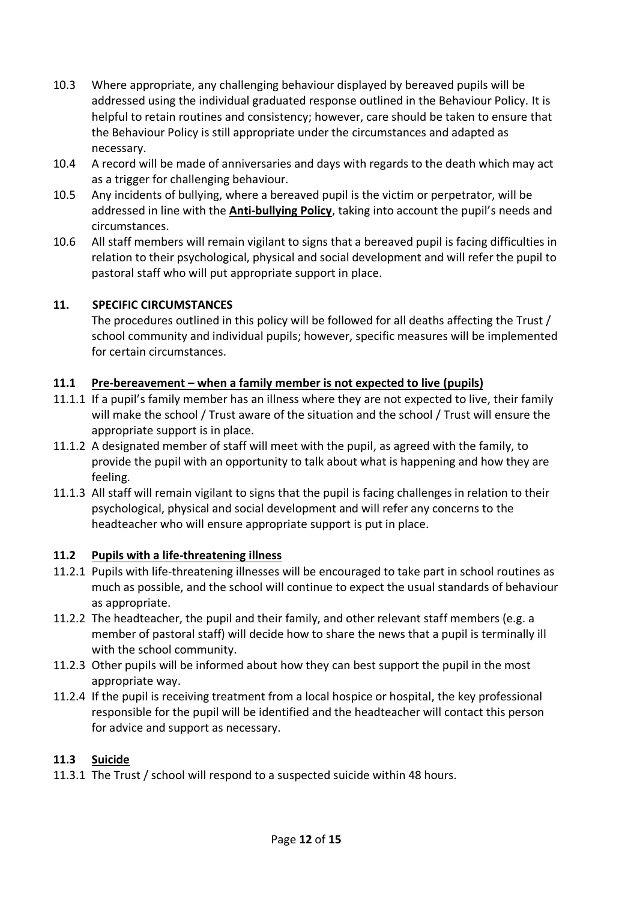10.3 Where appropriate, any challenging behaviour displayed by bereaved pupils will be addressed using the individual graduated response outlined in the Behaviour Policy. It is helpful to retain routines and consistency; however, care should be taken to ensure that the Behaviour Policy is still appropriate under the circumstances and adapted as necessary.

10.4 A record will be made of anniversaries and days with regards to the death which may act as a trigger for challenging behaviour.

10.5 Any incidents of bullying, where a bereaved pupil is the victim or perpetrator, will be addressed in line with the **Anti-bullying Policy**, taking into account the pupil's needs and circumstances.

10.6 All staff members will remain vigilant to signs that a bereaved pupil is facing difficulties in relation to their psychological, physical and social development and will refer the pupil to pastoral staff who will put appropriate support in place.

## 11. SPECIFIC CIRCUMSTANCES

The procedures outlined in this policy will be followed for all deaths affecting the Trust / school community and individual pupils; however, specific measures will be implemented for certain circumstances.

### 11.1 Pre-bereavement – when a family member is not expected to live (pupils)

11.1.1 If a pupil's family member has an illness where they are not expected to live, their family will make the school / Trust aware of the situation and the school / Trust will ensure the appropriate support is in place.

11.1.2 A designated member of staff will meet with the pupil, as agreed with the family, to provide the pupil with an opportunity to talk about what is happening and how they are feeling.

11.1.3 All staff will remain vigilant to signs that the pupil is facing challenges in relation to their psychological, physical and social development and will refer any concerns to the headteacher who will ensure appropriate support is put in place.

### 11.2 Pupils with a life-threatening illness

11.2.1 Pupils with life-threatening illnesses will be encouraged to take part in school routines as much as possible, and the school will continue to expect the usual standards of behaviour as appropriate.

11.2.2 The headteacher, the pupil and their family, and other relevant staff members (e.g. a member of pastoral staff) will decide how to share the news that a pupil is terminally ill with the school community.

11.2.3 Other pupils will be informed about how they can best support the pupil in the most appropriate way.

11.2.4 If the pupil is receiving treatment from a local hospice or hospital, the key professional responsible for the pupil will be identified and the headteacher will contact this person for advice and support as necessary.

### 11.3 Suicide

11.3.1 The Trust / school will respond to a suspected suicide within 48 hours.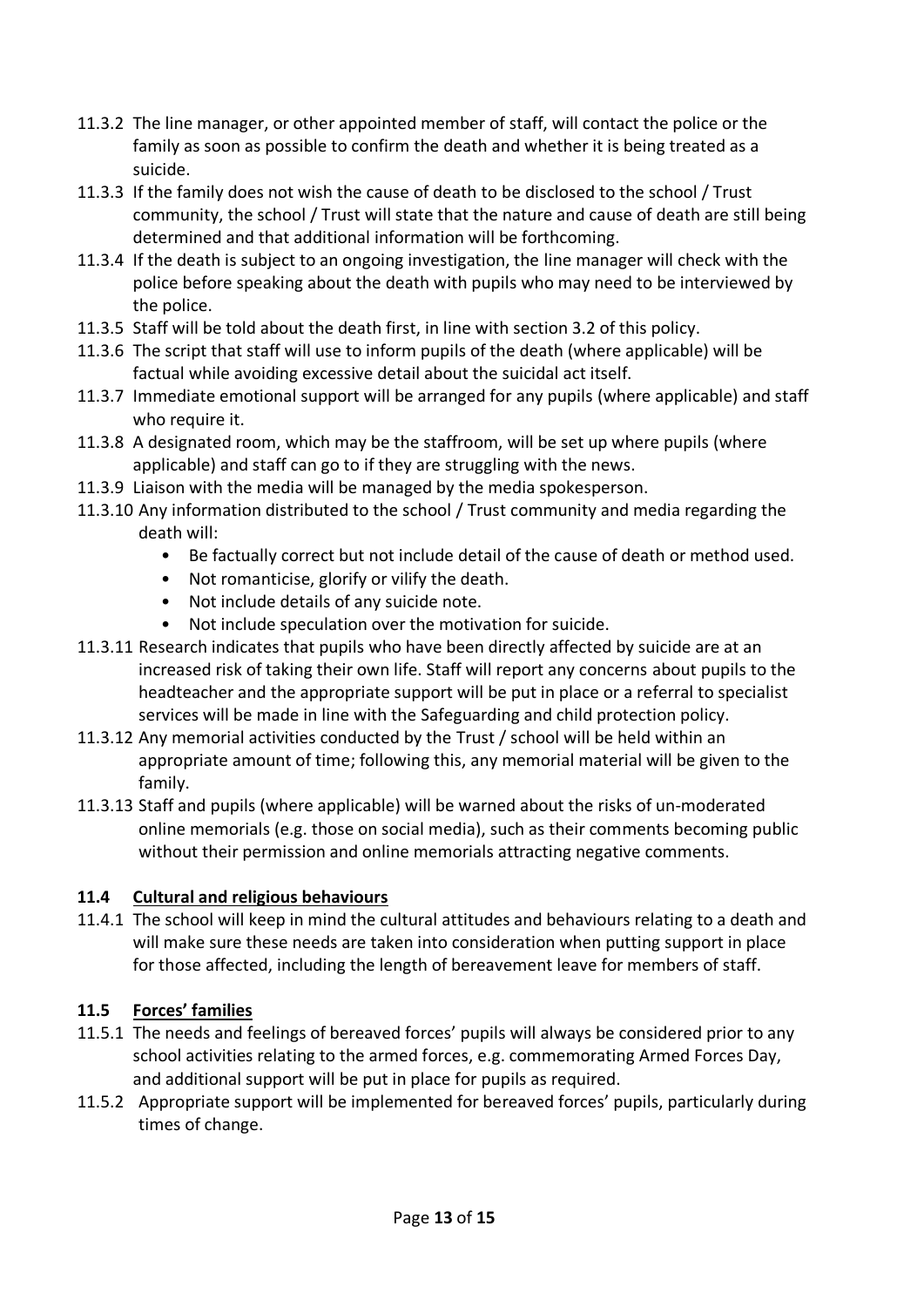11.3.2 The line manager, or other appointed member of staff, will contact the police or the family as soon as possible to confirm the death and whether it is being treated as a suicide.

11.3.3 If the family does not wish the cause of death to be disclosed to the school / Trust community, the school / Trust will state that the nature and cause of death are still being determined and that additional information will be forthcoming.

11.3.4 If the death is subject to an ongoing investigation, the line manager will check with the police before speaking about the death with pupils who may need to be interviewed by the police.

11.3.5 Staff will be told about the death first, in line with section 3.2 of this policy.

11.3.6 The script that staff will use to inform pupils of the death (where applicable) will be factual while avoiding excessive detail about the suicidal act itself.

11.3.7 Immediate emotional support will be arranged for any pupils (where applicable) and staff who require it.

11.3.8 A designated room, which may be the staffroom, will be set up where pupils (where applicable) and staff can go to if they are struggling with the news.

11.3.9 Liaison with the media will be managed by the media spokesperson.

11.3.10 Any information distributed to the school / Trust community and media regarding the death will:

- Be factually correct but not include detail of the cause of death or method used.
- Not romanticise, glorify or vilify the death.
- Not include details of any suicide note.
- Not include speculation over the motivation for suicide.

11.3.11 Research indicates that pupils who have been directly affected by suicide are at an increased risk of taking their own life. Staff will report any concerns about pupils to the headteacher and the appropriate support will be put in place or a referral to specialist services will be made in line with the Safeguarding and child protection policy.

11.3.12 Any memorial activities conducted by the Trust / school will be held within an appropriate amount of time; following this, any memorial material will be given to the family.

11.3.13 Staff and pupils (where applicable) will be warned about the risks of un-moderated online memorials (e.g. those on social media), such as their comments becoming public without their permission and online memorials attracting negative comments.

## 11.4 Cultural and religious behaviours

11.4.1 The school will keep in mind the cultural attitudes and behaviours relating to a death and will make sure these needs are taken into consideration when putting support in place for those affected, including the length of bereavement leave for members of staff.

## 11.5 Forces' families

11.5.1 The needs and feelings of bereaved forces' pupils will always be considered prior to any school activities relating to the armed forces, e.g. commemorating Armed Forces Day, and additional support will be put in place for pupils as required.

11.5.2 Appropriate support will be implemented for bereaved forces' pupils, particularly during times of change.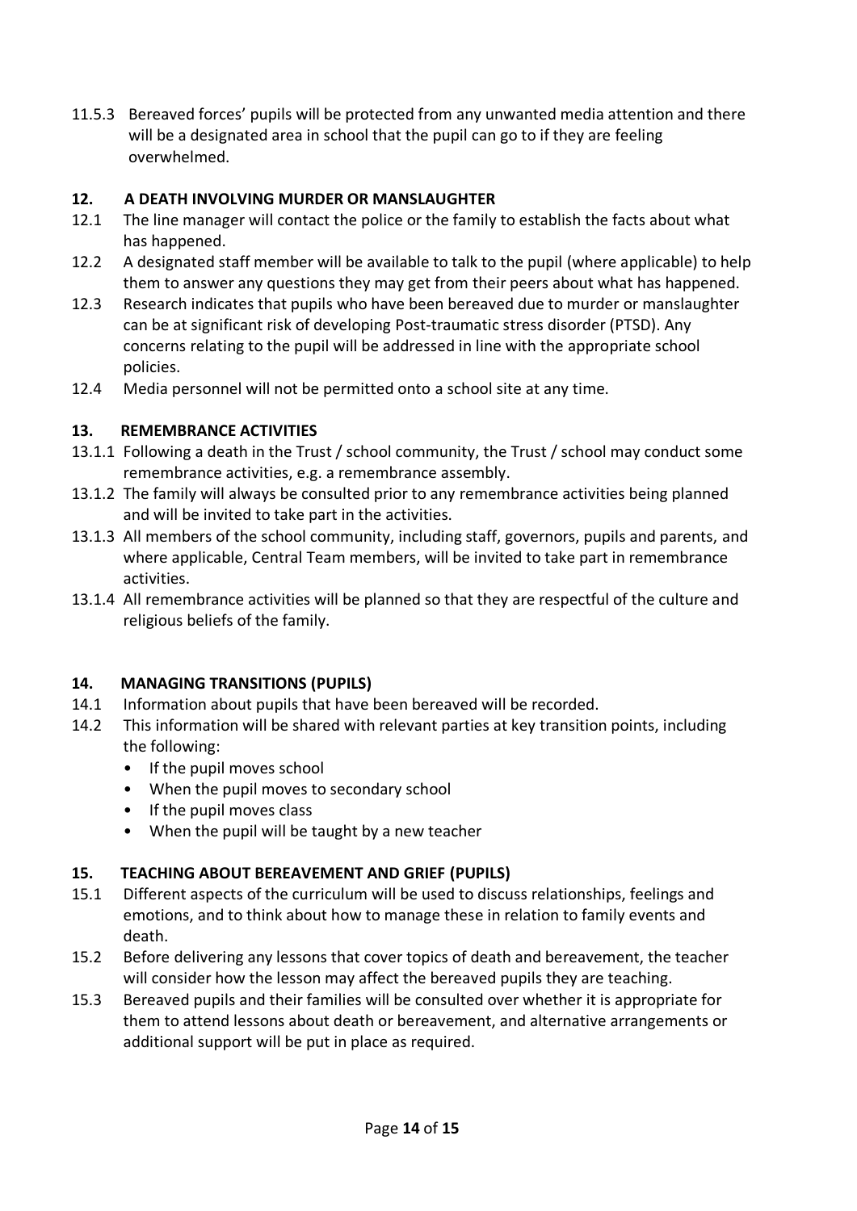11.5.3 Bereaved forces' pupils will be protected from any unwanted media attention and there will be a designated area in school that the pupil can go to if they are feeling overwhelmed.

## 12. A DEATH INVOLVING MURDER OR MANSLAUGHTER

12.1 The line manager will contact the police or the family to establish the facts about what has happened.

12.2 A designated staff member will be available to talk to the pupil (where applicable) to help them to answer any questions they may get from their peers about what has happened.

12.3 Research indicates that pupils who have been bereaved due to murder or manslaughter can be at significant risk of developing Post-traumatic stress disorder (PTSD). Any concerns relating to the pupil will be addressed in line with the appropriate school policies.

12.4 Media personnel will not be permitted onto a school site at any time.

## 13. REMEMBRANCE ACTIVITIES

13.1.1 Following a death in the Trust / school community, the Trust / school may conduct some remembrance activities, e.g. a remembrance assembly.

13.1.2 The family will always be consulted prior to any remembrance activities being planned and will be invited to take part in the activities.

13.1.3 All members of the school community, including staff, governors, pupils and parents, and where applicable, Central Team members, will be invited to take part in remembrance activities.

13.1.4 All remembrance activities will be planned so that they are respectful of the culture and religious beliefs of the family.

## 14. MANAGING TRANSITIONS (PUPILS)

14.1 Information about pupils that have been bereaved will be recorded.

14.2 This information will be shared with relevant parties at key transition points, including the following:

- If the pupil moves school
- When the pupil moves to secondary school
- If the pupil moves class
- When the pupil will be taught by a new teacher

## 15. TEACHING ABOUT BEREAVEMENT AND GRIEF (PUPILS)

15.1 Different aspects of the curriculum will be used to discuss relationships, feelings and emotions, and to think about how to manage these in relation to family events and death.

15.2 Before delivering any lessons that cover topics of death and bereavement, the teacher will consider how the lesson may affect the bereaved pupils they are teaching.

15.3 Bereaved pupils and their families will be consulted over whether it is appropriate for them to attend lessons about death or bereavement, and alternative arrangements or additional support will be put in place as required.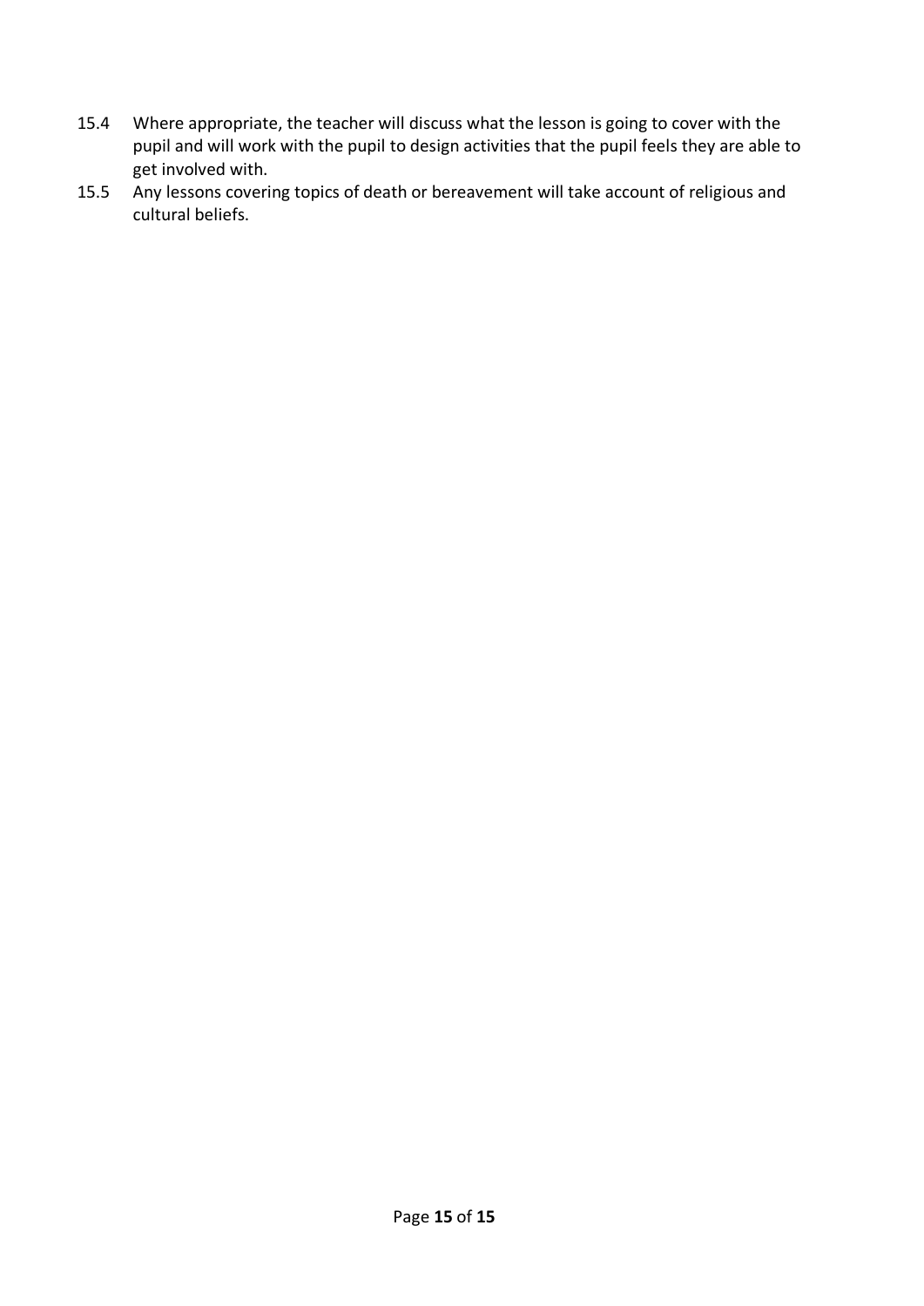15.4 Where appropriate, the teacher will discuss what the lesson is going to cover with the pupil and will work with the pupil to design activities that the pupil feels they are able to get involved with.

15.5 Any lessons covering topics of death or bereavement will take account of religious and cultural beliefs.